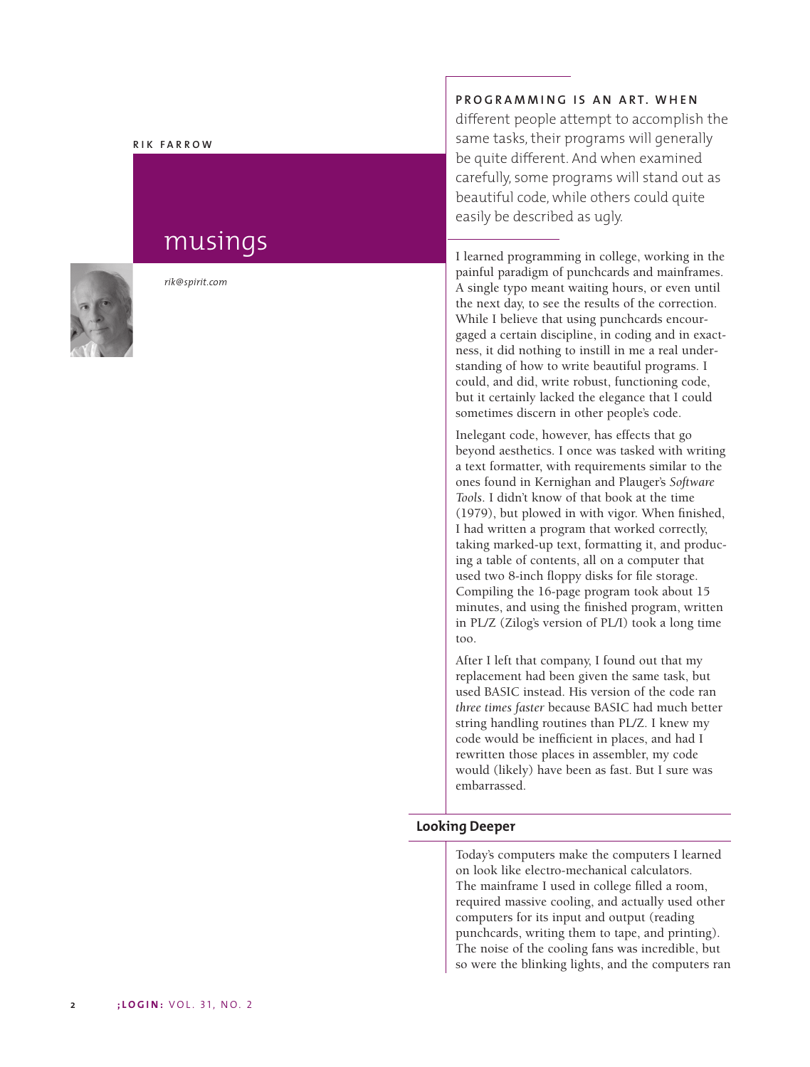RIK FARROW

# musings

*rik@spirit.com*

PROGRAMMING IS AN ART. WHEN different people attempt to accomplish the same tasks, their programs will generally be quite different. And when examined carefully, some programs will stand out as beautiful code, while others could quite easily be described as ugly.

I learned programming in college, working in the painful paradigm of punchcards and mainframes. A single typo meant waiting hours, or even until the next day, to see the results of the correction. While I believe that using punchcards encourgaged a certain discipline, in coding and in exactness, it did nothing to instill in me a real understanding of how to write beautiful programs. I could, and did, write robust, functioning code, but it certainly lacked the elegance that I could sometimes discern in other people's code.

Inelegant code, however, has effects that go beyond aesthetics. I once was tasked with writing a text formatter, with requirements similar to the ones found in Kernighan and Plauger's *Software Tools*. I didn't know of that book at the time (1979), but plowed in with vigor. When finished, I had written a program that worked correctly, taking marked-up text, formatting it, and producing a table of contents, all on a computer that used two 8-inch floppy disks for file storage. Compiling the 16-page program took about 15 minutes, and using the finished program, written in PL/Z (Zilog's version of PL/I) took a long time too.

After I left that company, I found out that my replacement had been given the same task, but used BASIC instead. His version of the code ran *three times faster* because BASIC had much better string handling routines than PL/Z. I knew my code would be inefficient in places, and had I rewritten those places in assembler, my code would (likely) have been as fast. But I sure was embarrassed.

## Looking Deeper

Today's computers make the computers I learned on look like electro-mechanical calculators. The mainframe I used in college filled a room, required massive cooling, and actually used other computers for its input and output (reading punchcards, writing them to tape, and printing). The noise of the cooling fans was incredible, but so were the blinking lights, and the computers ran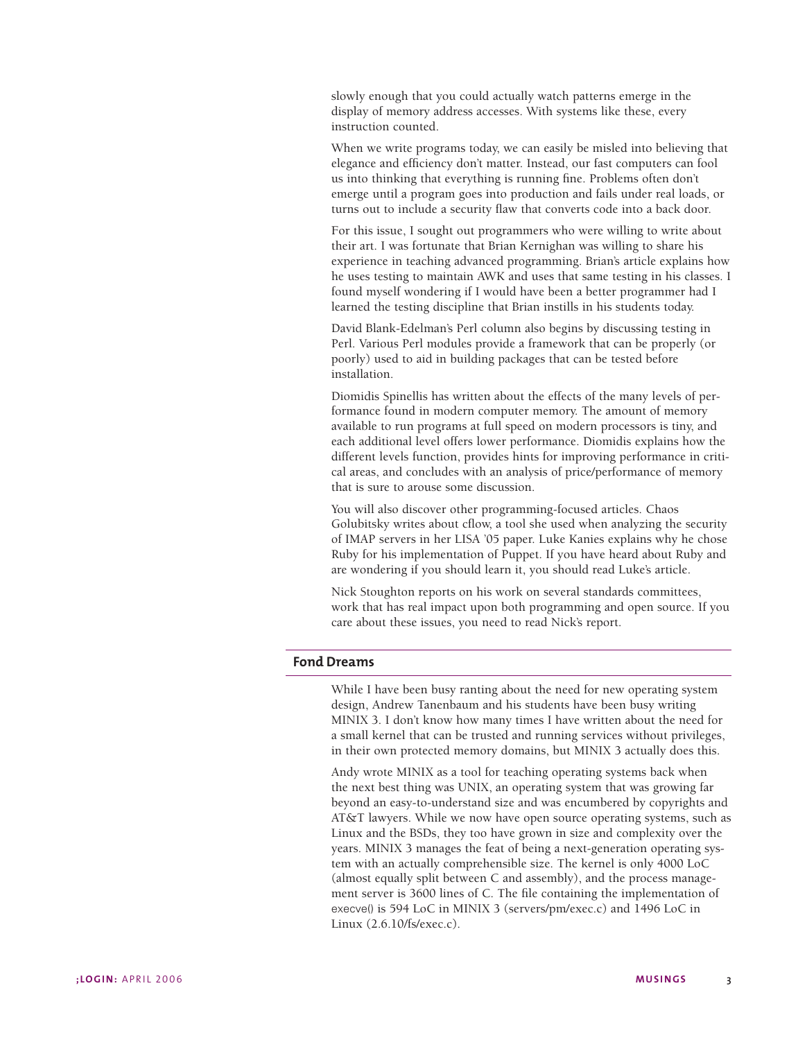slowly enough that you could actually watch patterns emerge in the display of memory address accesses. With systems like these, every instruction counted.

When we write programs today, we can easily be misled into believing that elegance and efficiency don't matter. Instead, our fast computers can fool us into thinking that everything is running fine. Problems often don't emerge until a program goes into production and fails under real loads, or turns out to include a security flaw that converts code into a back door.

For this issue, I sought out programmers who were willing to write about their art. I was fortunate that Brian Kernighan was willing to share his experience in teaching advanced programming. Brian's article explains how he uses testing to maintain AWK and uses that same testing in his classes. I found myself wondering if I would have been a better programmer had I learned the testing discipline that Brian instills in his students today.

David Blank-Edelman's Perl column also begins by discussing testing in Perl. Various Perl modules provide a framework that can be properly (or poorly) used to aid in building packages that can be tested before installation.

Diomidis Spinellis has written about the effects of the many levels of performance found in modern computer memory. The amount of memory available to run programs at full speed on modern processors is tiny, and each additional level offers lower performance. Diomidis explains how the different levels function, provides hints for improving performance in critical areas, and concludes with an analysis of price/performance of memory that is sure to arouse some discussion.

You will also discover other programming-focused articles. Chaos Golubitsky writes about cflow, a tool she used when analyzing the security of IMAP servers in her LISA '05 paper. Luke Kanies explains why he chose Ruby for his implementation of Puppet. If you have heard about Ruby and are wondering if you should learn it, you should read Luke's article.

Nick Stoughton reports on his work on several standards committees, work that has real impact upon both programming and open source. If you care about these issues, you need to read Nick's report.

## Fond Dreams

While I have been busy ranting about the need for new operating system design, Andrew Tanenbaum and his students have been busy writing MINIX 3. I don't know how many times I have written about the need for a small kernel that can be trusted and running services without privileges, in their own protected memory domains, but MINIX 3 actually does this.

Andy wrote MINIX as a tool for teaching operating systems back when the next best thing was UNIX, an operating system that was growing far beyond an easy-to-understand size and was encumbered by copyrights and AT&T lawyers. While we now have open source operating systems, such as Linux and the BSDs, they too have grown in size and complexity over the years. MINIX 3 manages the feat of being a next-generation operating system with an actually comprehensible size. The kernel is only 4000 LoC (almost equally split between C and assembly), and the process management server is 3600 lines of C. The file containing the implementation of `execve()` is 594 LoC in MINIX 3 (servers/pm/exec.c) and 1496 LoC in Linux (2.6.10/fs/exec.c).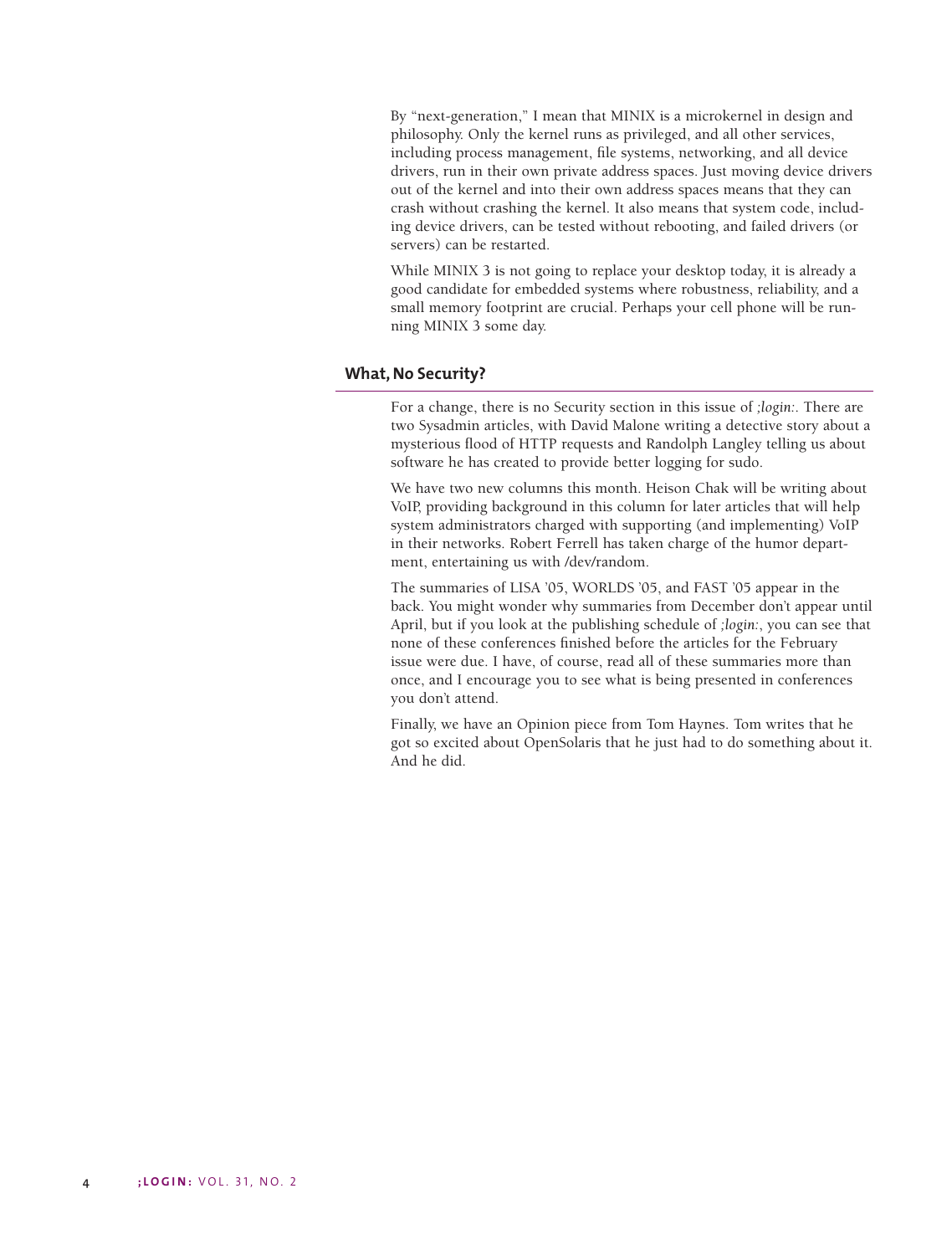By "next-generation," I mean that MINIX is a microkernel in design and philosophy. Only the kernel runs as privileged, and all other services, including process management, file systems, networking, and all device drivers, run in their own private address spaces. Just moving device drivers out of the kernel and into their own address spaces means that they can crash without crashing the kernel. It also means that system code, including device drivers, can be tested without rebooting, and failed drivers (or servers) can be restarted.

While MINIX 3 is not going to replace your desktop today, it is already a good candidate for embedded systems where robustness, reliability, and a small memory footprint are crucial. Perhaps your cell phone will be running MINIX 3 some day.

## What, No Security?

For a change, there is no Security section in this issue of *;login:*. There are two Sysadmin articles, with David Malone writing a detective story about a mysterious flood of HTTP requests and Randolph Langley telling us about software he has created to provide better logging for sudo.

We have two new columns this month. Heison Chak will be writing about VoIP, providing background in this column for later articles that will help system administrators charged with supporting (and implementing) VoIP in their networks. Robert Ferrell has taken charge of the humor department, entertaining us with /dev/random.

The summaries of LISA '05, WORLDS '05, and FAST '05 appear in the back. You might wonder why summaries from December don't appear until April, but if you look at the publishing schedule of *;login:*, you can see that none of these conferences finished before the articles for the February issue were due. I have, of course, read all of these summaries more than once, and I encourage you to see what is being presented in conferences you don't attend.

Finally, we have an Opinion piece from Tom Haynes. Tom writes that he got so excited about OpenSolaris that he just had to do something about it. And he did.